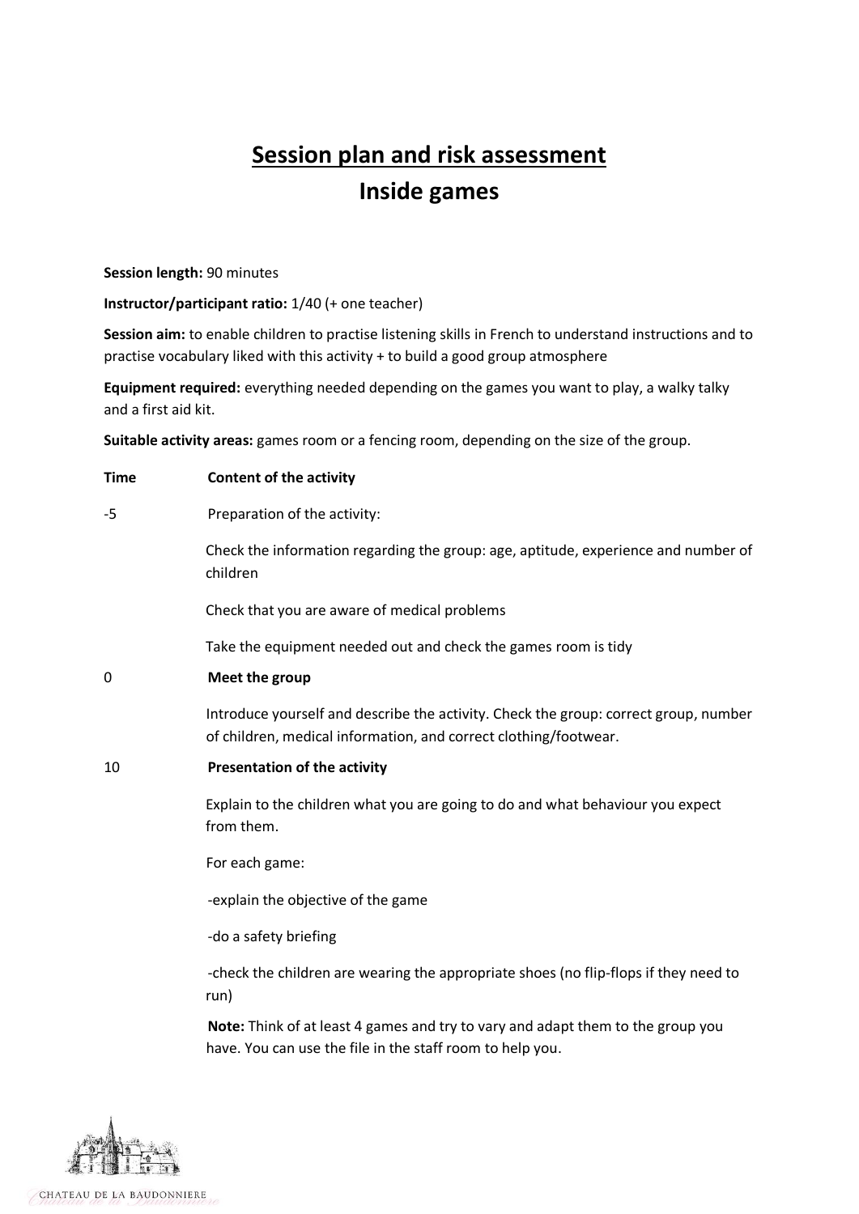# Session plan and risk assessment

## Inside games

**Session length:** 90 minutes

**Instructor/participant ratio:** 1/40 (+ one teacher)

**Session aim:** to enable children to practise listening skills in French to understand instructions and to practise vocabulary liked with this activity + to build a good group atmosphere

**Equipment required:** everything needed depending on the games you want to play, a walky talky and a first aid kit.

**Suitable activity areas:** games room or a fencing room, depending on the size of the group.

| Time | Content of the activity |
|---|---|
| -5 | Preparation of the activity:<br><br>Check the information regarding the group: age, aptitude, experience and number of children<br><br>Check that you are aware of medical problems<br><br>Take the equipment needed out and check the games room is tidy |
| 0 | **Meet the group**<br><br>Introduce yourself and describe the activity. Check the group: correct group, number of children, medical information, and correct clothing/footwear. |
| 10 | **Presentation of the activity**<br><br>Explain to the children what you are going to do and what behaviour you expect from them.<br><br>For each game:<br><br>-explain the objective of the game<br><br>-do a safety briefing<br><br>-check the children are wearing the appropriate shoes (no flip-flops if they need to run)<br><br>**Note:** Think of at least 4 games and try to vary and adapt them to the group you have. You can use the file in the staff room to help you. |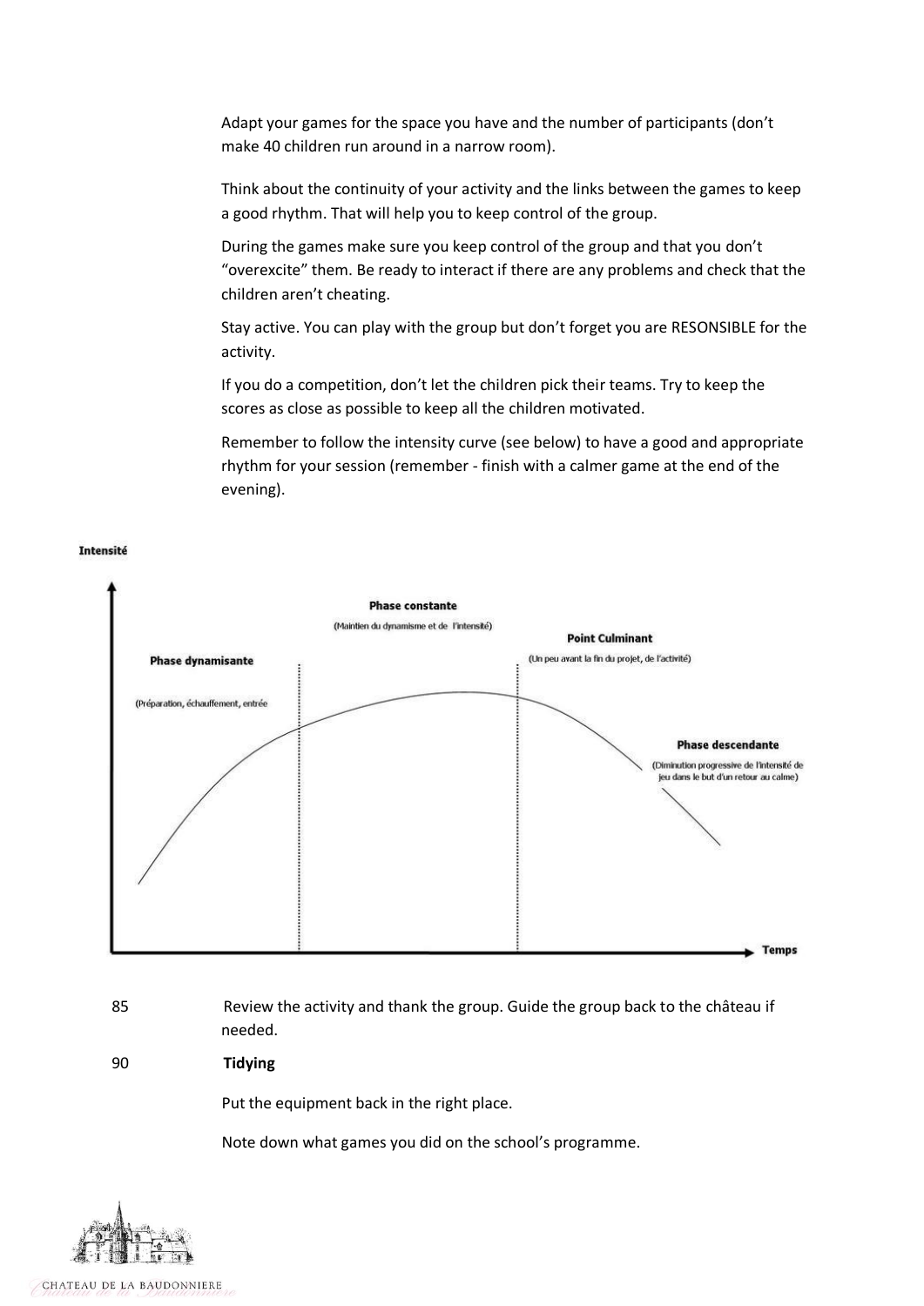Adapt your games for the space you have and the number of participants (don't make 40 children run around in a narrow room).

Think about the continuity of your activity and the links between the games to keep a good rhythm. That will help you to keep control of the group.

During the games make sure you keep control of the group and that you don't "overexcite" them. Be ready to interact if there are any problems and check that the children aren't cheating.

Stay active. You can play with the group but don't forget you are RESONSIBLE for the activity.

If you do a competition, don't let the children pick their teams. Try to keep the scores as close as possible to keep all the children motivated.

Remember to follow the intensity curve (see below) to have a good and appropriate rhythm for your session (remember - finish with a calmer game at the end of the evening).

**Intensité**

**Phase dynamisante**

(Préparation, échauffement, entrée

**Phase constante**

(Maintien du dynamisme et de l'intensité)

**Point Culminant**

(Un peu avant la fin du projet, de l'activité)

**Phase descendante**

(Diminution progressive de l'intensité de jeu dans le but d'un retour au calme)

**Temps**

85 Review the activity and thank the group. Guide the group back to the château if needed.

90 **Tidying**

Put the equipment back in the right place.

Note down what games you did on the school's programme.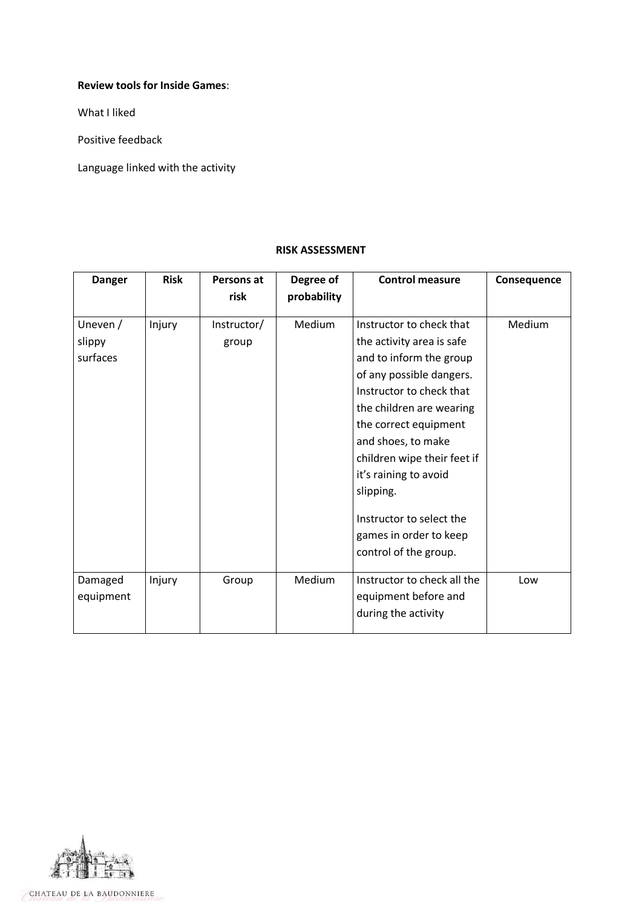**Review tools for Inside Games**:

What I liked

Positive feedback

Language linked with the activity

**RISK ASSESSMENT**

| Danger | Risk | Persons at risk | Degree of probability | Control measure | Consequence |
|---|---|---|---|---|---|
| Uneven / slippy surfaces | Injury | Instructor/ group | Medium | Instructor to check that the activity area is safe and to inform the group of any possible dangers. Instructor to check that the children are wearing the correct equipment and shoes, to make children wipe their feet if it's raining to avoid slipping.<br><br>Instructor to select the games in order to keep control of the group. | Medium |
| Damaged equipment | Injury | Group | Medium | Instructor to check all the equipment before and during the activity | Low |